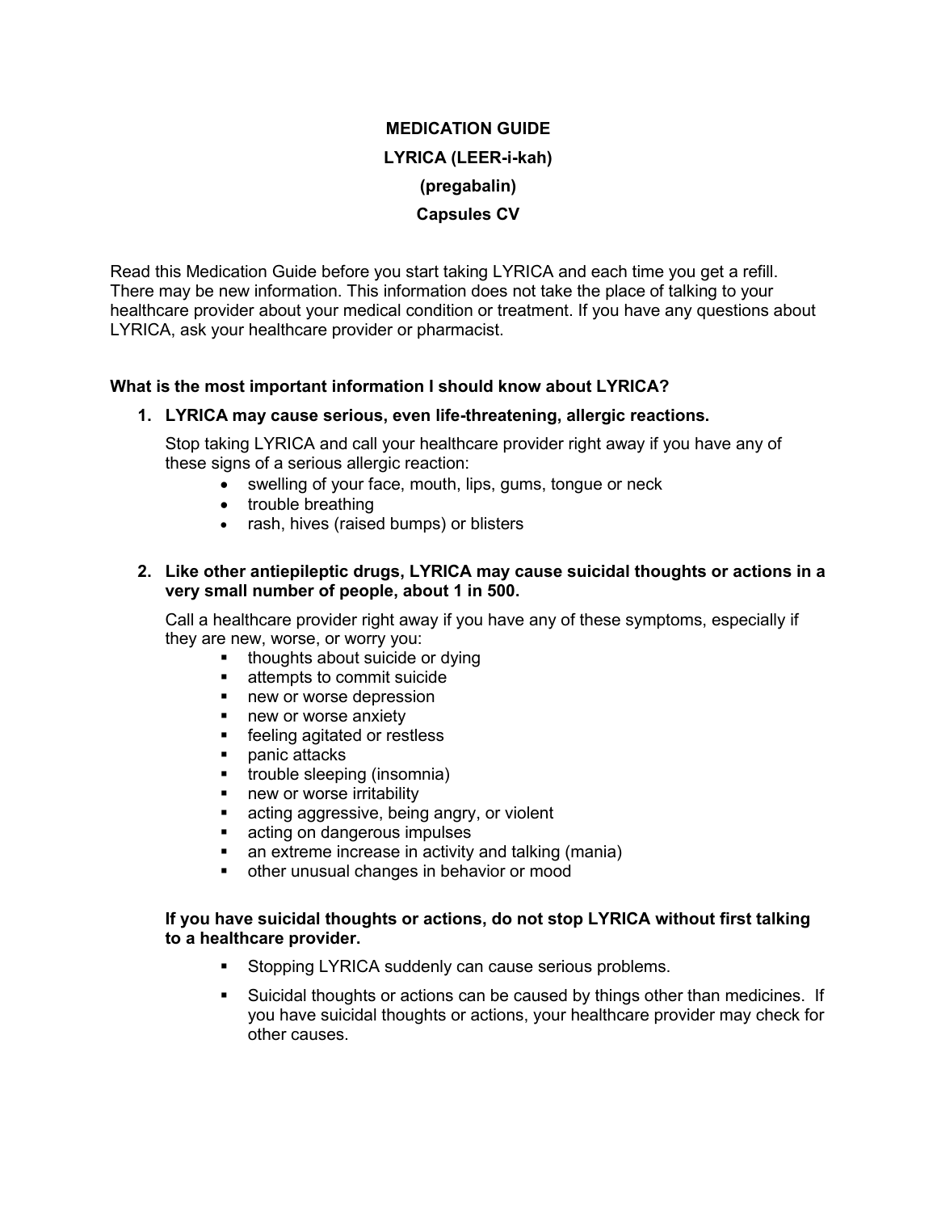# MEDICATION GUIDE

# LYRICA (LEER-i-kah)

# (pregabalin)

# Capsules CV

Read this Medication Guide before you start taking LYRICA and each time you get a refill. There may be new information. This information does not take the place of talking to your healthcare provider about your medical condition or treatment. If you have any questions about LYRICA, ask your healthcare provider or pharmacist.

## What is the most important information I should know about LYRICA?

1. **LYRICA may cause serious, even life-threatening, allergic reactions.**

   Stop taking LYRICA and call your healthcare provider right away if you have any of these signs of a serious allergic reaction:

   - swelling of your face, mouth, lips, gums, tongue or neck
   - trouble breathing
   - rash, hives (raised bumps) or blisters

2. **Like other antiepileptic drugs, LYRICA may cause suicidal thoughts or actions in a very small number of people, about 1 in 500.**

   Call a healthcare provider right away if you have any of these symptoms, especially if they are new, worse, or worry you:

   - thoughts about suicide or dying
   - attempts to commit suicide
   - new or worse depression
   - new or worse anxiety
   - feeling agitated or restless
   - panic attacks
   - trouble sleeping (insomnia)
   - new or worse irritability
   - acting aggressive, being angry, or violent
   - acting on dangerous impulses
   - an extreme increase in activity and talking (mania)
   - other unusual changes in behavior or mood

   **If you have suicidal thoughts or actions, do not stop LYRICA without first talking to a healthcare provider.**

   - Stopping LYRICA suddenly can cause serious problems.
   - Suicidal thoughts or actions can be caused by things other than medicines. If you have suicidal thoughts or actions, your healthcare provider may check for other causes.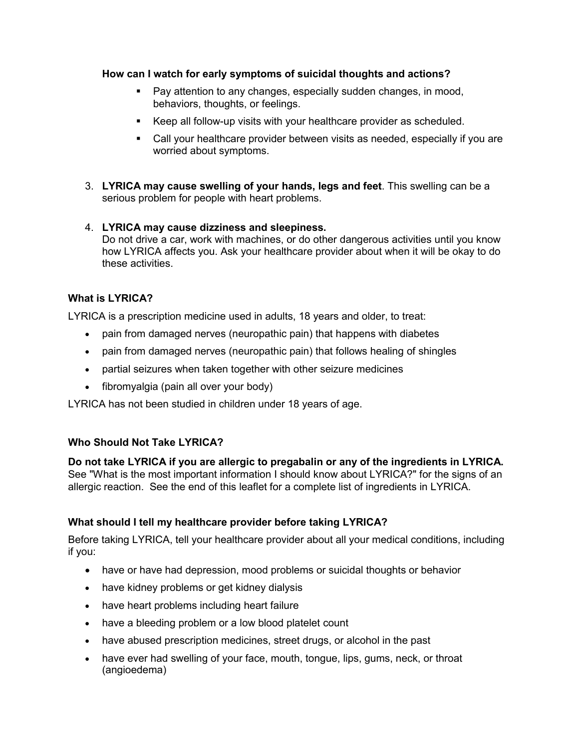**How can I watch for early symptoms of suicidal thoughts and actions?**

- Pay attention to any changes, especially sudden changes, in mood, behaviors, thoughts, or feelings.
- Keep all follow-up visits with your healthcare provider as scheduled.
- Call your healthcare provider between visits as needed, especially if you are worried about symptoms.

3. **LYRICA may cause swelling of your hands, legs and feet**. This swelling can be a serious problem for people with heart problems.

4. **LYRICA may cause dizziness and sleepiness.**
   Do not drive a car, work with machines, or do other dangerous activities until you know how LYRICA affects you. Ask your healthcare provider about when it will be okay to do these activities.

**What is LYRICA?**

LYRICA is a prescription medicine used in adults, 18 years and older, to treat:

- pain from damaged nerves (neuropathic pain) that happens with diabetes
- pain from damaged nerves (neuropathic pain) that follows healing of shingles
- partial seizures when taken together with other seizure medicines
- fibromyalgia (pain all over your body)

LYRICA has not been studied in children under 18 years of age.

**Who Should Not Take LYRICA?**

**Do not take LYRICA if you are allergic to pregabalin or any of the ingredients in LYRICA.** See "What is the most important information I should know about LYRICA?" for the signs of an allergic reaction. See the end of this leaflet for a complete list of ingredients in LYRICA.

**What should I tell my healthcare provider before taking LYRICA?**

Before taking LYRICA, tell your healthcare provider about all your medical conditions, including if you:

- have or have had depression, mood problems or suicidal thoughts or behavior
- have kidney problems or get kidney dialysis
- have heart problems including heart failure
- have a bleeding problem or a low blood platelet count
- have abused prescription medicines, street drugs, or alcohol in the past
- have ever had swelling of your face, mouth, tongue, lips, gums, neck, or throat (angioedema)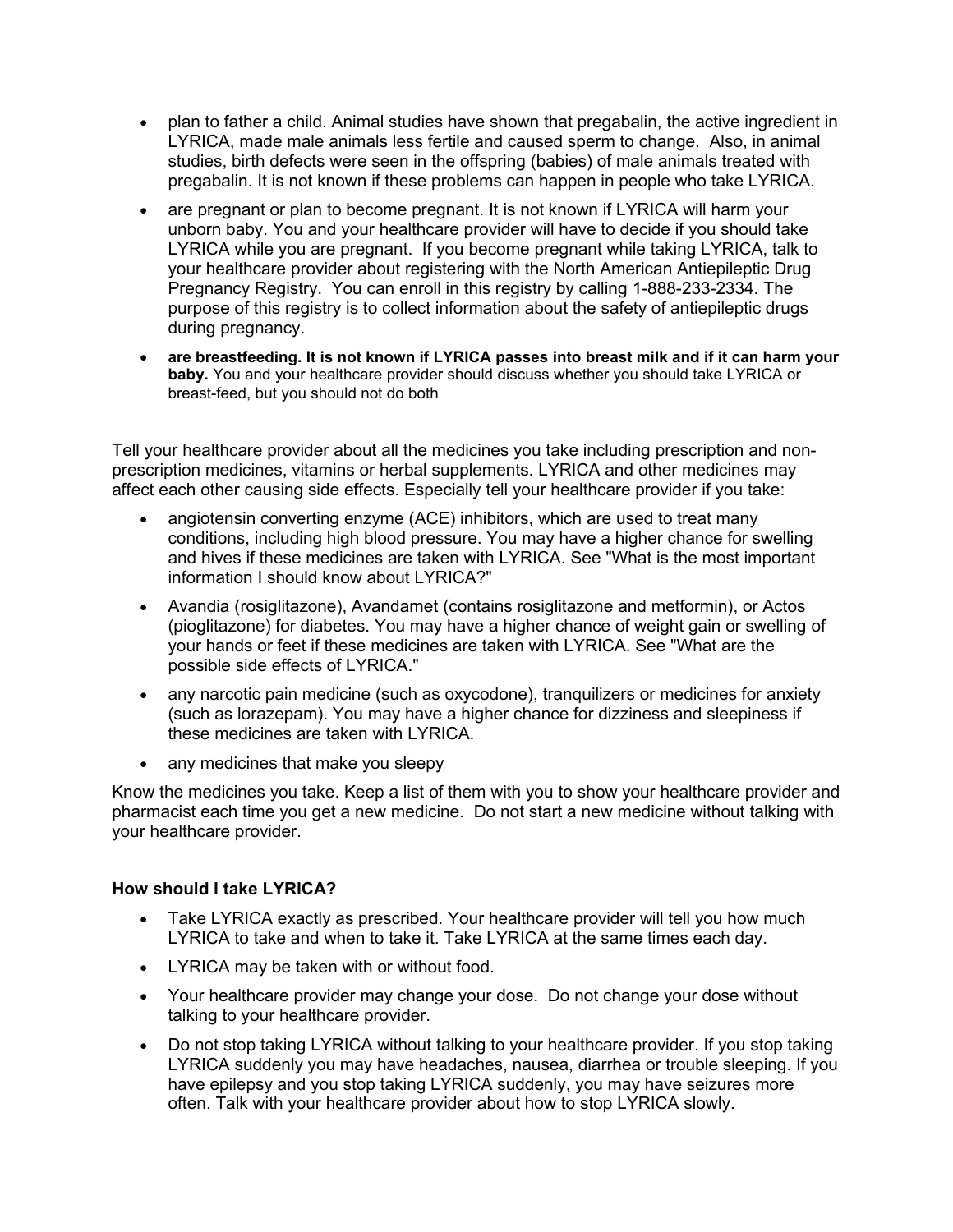- plan to father a child. Animal studies have shown that pregabalin, the active ingredient in LYRICA, made male animals less fertile and caused sperm to change. Also, in animal studies, birth defects were seen in the offspring (babies) of male animals treated with pregabalin. It is not known if these problems can happen in people who take LYRICA.
- are pregnant or plan to become pregnant. It is not known if LYRICA will harm your unborn baby. You and your healthcare provider will have to decide if you should take LYRICA while you are pregnant. If you become pregnant while taking LYRICA, talk to your healthcare provider about registering with the North American Antiepileptic Drug Pregnancy Registry. You can enroll in this registry by calling 1-888-233-2334. The purpose of this registry is to collect information about the safety of antiepileptic drugs during pregnancy.
- **are breastfeeding. It is not known if LYRICA passes into breast milk and if it can harm your baby.** You and your healthcare provider should discuss whether you should take LYRICA or breast-feed, but you should not do both

Tell your healthcare provider about all the medicines you take including prescription and non-prescription medicines, vitamins or herbal supplements. LYRICA and other medicines may affect each other causing side effects. Especially tell your healthcare provider if you take:

- angiotensin converting enzyme (ACE) inhibitors, which are used to treat many conditions, including high blood pressure. You may have a higher chance for swelling and hives if these medicines are taken with LYRICA. See "What is the most important information I should know about LYRICA?"
- Avandia (rosiglitazone), Avandamet (contains rosiglitazone and metformin), or Actos (pioglitazone) for diabetes. You may have a higher chance of weight gain or swelling of your hands or feet if these medicines are taken with LYRICA. See "What are the possible side effects of LYRICA."
- any narcotic pain medicine (such as oxycodone), tranquilizers or medicines for anxiety (such as lorazepam). You may have a higher chance for dizziness and sleepiness if these medicines are taken with LYRICA.
- any medicines that make you sleepy

Know the medicines you take. Keep a list of them with you to show your healthcare provider and pharmacist each time you get a new medicine. Do not start a new medicine without talking with your healthcare provider.

**How should I take LYRICA?**

- Take LYRICA exactly as prescribed. Your healthcare provider will tell you how much LYRICA to take and when to take it. Take LYRICA at the same times each day.
- LYRICA may be taken with or without food.
- Your healthcare provider may change your dose. Do not change your dose without talking to your healthcare provider.
- Do not stop taking LYRICA without talking to your healthcare provider. If you stop taking LYRICA suddenly you may have headaches, nausea, diarrhea or trouble sleeping. If you have epilepsy and you stop taking LYRICA suddenly, you may have seizures more often. Talk with your healthcare provider about how to stop LYRICA slowly.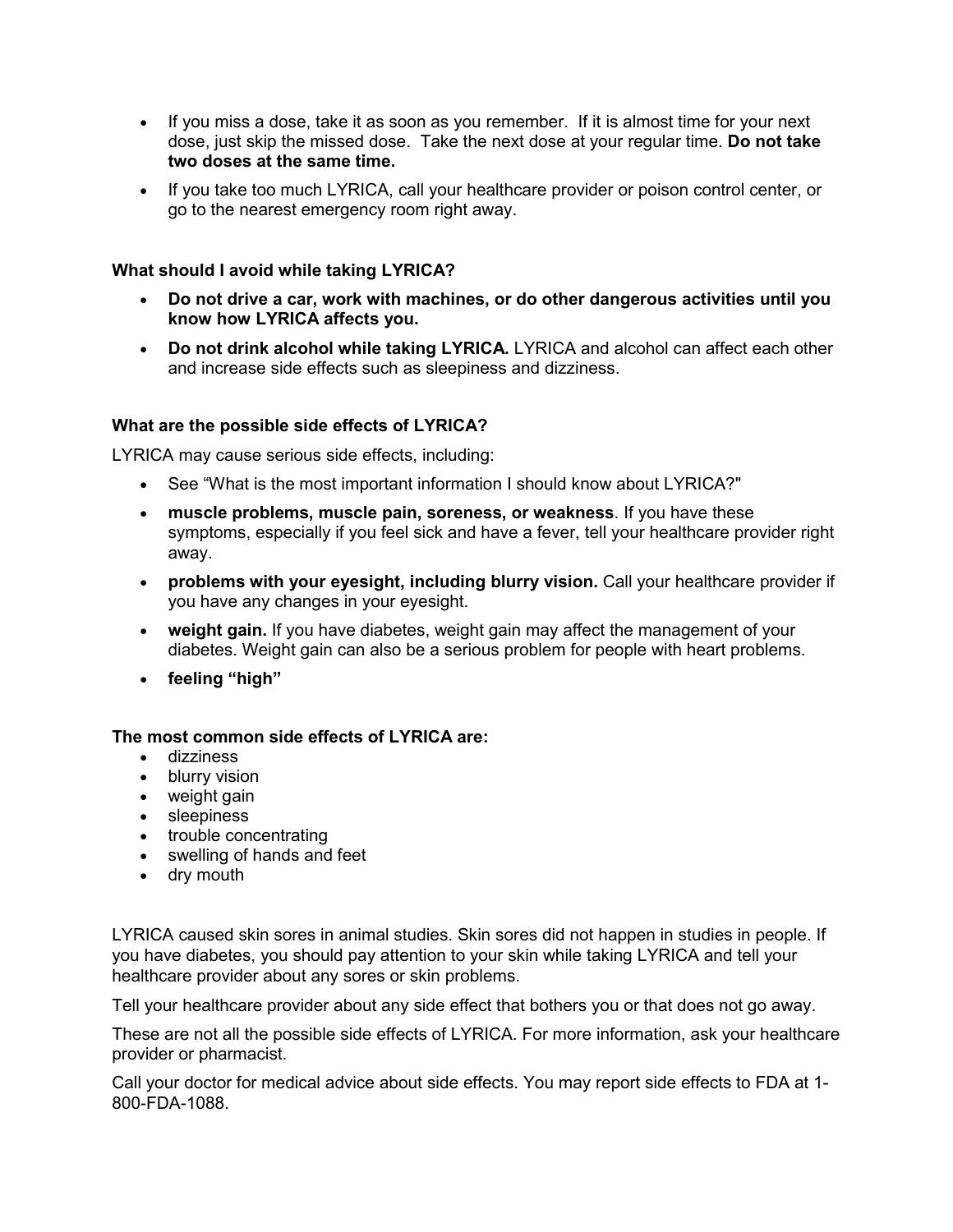- If you miss a dose, take it as soon as you remember. If it is almost time for your next dose, just skip the missed dose. Take the next dose at your regular time. **Do not take two doses at the same time.**
- If you take too much LYRICA, call your healthcare provider or poison control center, or go to the nearest emergency room right away.

### What should I avoid while taking LYRICA?

- **Do not drive a car, work with machines, or do other dangerous activities until you know how LYRICA affects you.**
- **Do not drink alcohol while taking LYRICA.** LYRICA and alcohol can affect each other and increase side effects such as sleepiness and dizziness.

### What are the possible side effects of LYRICA?

LYRICA may cause serious side effects, including:

- See "What is the most important information I should know about LYRICA?"
- **muscle problems, muscle pain, soreness, or weakness**. If you have these symptoms, especially if you feel sick and have a fever, tell your healthcare provider right away.
- **problems with your eyesight, including blurry vision.** Call your healthcare provider if you have any changes in your eyesight.
- **weight gain.** If you have diabetes, weight gain may affect the management of your diabetes. Weight gain can also be a serious problem for people with heart problems.
- **feeling "high"**

**The most common side effects of LYRICA are:**

- dizziness
- blurry vision
- weight gain
- sleepiness
- trouble concentrating
- swelling of hands and feet
- dry mouth

LYRICA caused skin sores in animal studies. Skin sores did not happen in studies in people. If you have diabetes, you should pay attention to your skin while taking LYRICA and tell your healthcare provider about any sores or skin problems.

Tell your healthcare provider about any side effect that bothers you or that does not go away.

These are not all the possible side effects of LYRICA. For more information, ask your healthcare provider or pharmacist.

Call your doctor for medical advice about side effects. You may report side effects to FDA at 1-800-FDA-1088.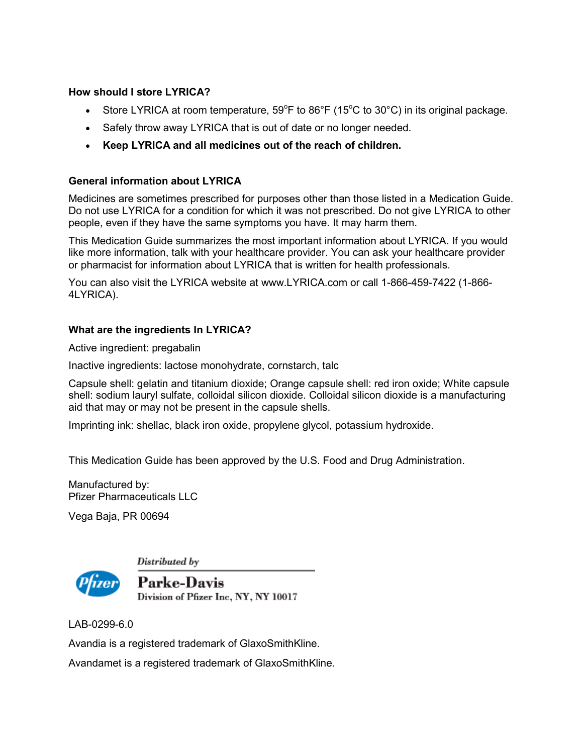**How should I store LYRICA?**

- Store LYRICA at room temperature, 59°F to 86°F (15°C to 30°C) in its original package.
- Safely throw away LYRICA that is out of date or no longer needed.
- **Keep LYRICA and all medicines out of the reach of children.**

**General information about LYRICA**

Medicines are sometimes prescribed for purposes other than those listed in a Medication Guide. Do not use LYRICA for a condition for which it was not prescribed. Do not give LYRICA to other people, even if they have the same symptoms you have. It may harm them.

This Medication Guide summarizes the most important information about LYRICA. If you would like more information, talk with your healthcare provider. You can ask your healthcare provider or pharmacist for information about LYRICA that is written for health professionals.

You can also visit the LYRICA website at www.LYRICA.com or call 1-866-459-7422 (1-866-4LYRICA).

**What are the ingredients In LYRICA?**

Active ingredient: pregabalin

Inactive ingredients: lactose monohydrate, cornstarch, talc

Capsule shell: gelatin and titanium dioxide; Orange capsule shell: red iron oxide; White capsule shell: sodium lauryl sulfate, colloidal silicon dioxide. Colloidal silicon dioxide is a manufacturing aid that may or may not be present in the capsule shells.

Imprinting ink: shellac, black iron oxide, propylene glycol, potassium hydroxide.

This Medication Guide has been approved by the U.S. Food and Drug Administration.

Manufactured by:
Pfizer Pharmaceuticals LLC

Vega Baja, PR 00694

Pfizer

*Distributed by*

**Parke-Davis**
Division of Pfizer Inc, NY, NY 10017

LAB-0299-6.0

Avandia is a registered trademark of GlaxoSmithKline.

Avandamet is a registered trademark of GlaxoSmithKline.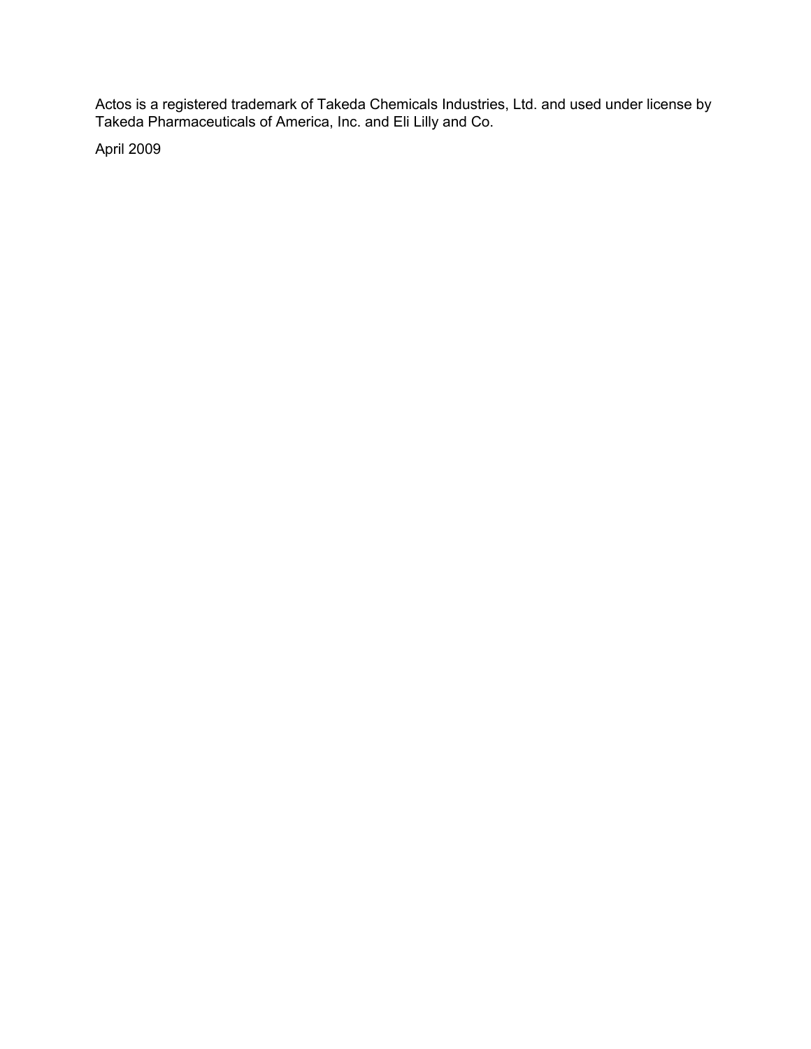Actos is a registered trademark of Takeda Chemicals Industries, Ltd. and used under license by Takeda Pharmaceuticals of America, Inc. and Eli Lilly and Co.

April 2009